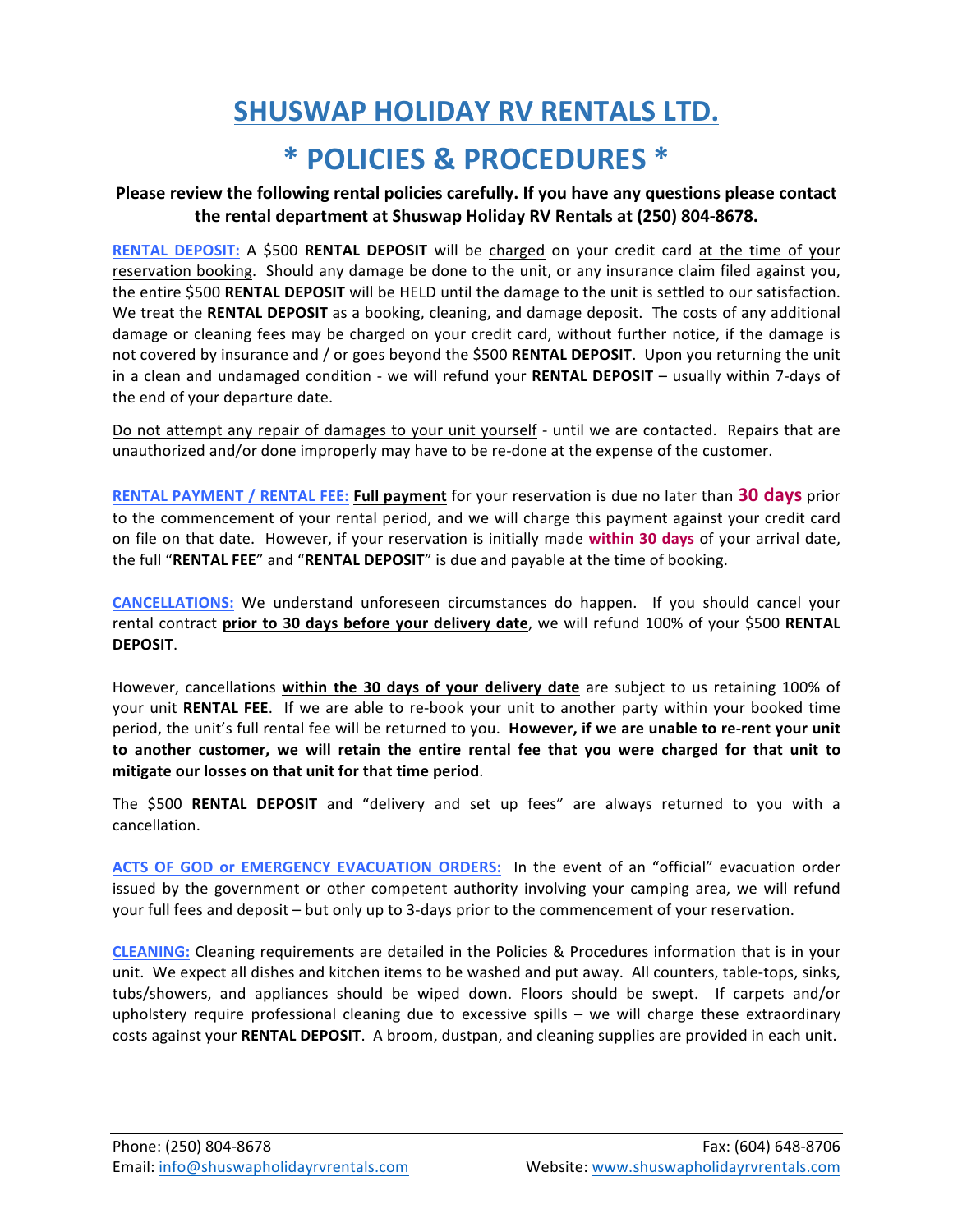# SHUSWAP HOLIDAY RV RENTALS LTD.

# * POLICIES & PROCEDURES *

**Please review the following rental policies carefully. If you have any questions please contact the rental department at Shuswap Holiday RV Rentals at (250) 804-8678.**

**RENTAL DEPOSIT:** A $500 **RENTAL DEPOSIT** will be charged on your credit card at the time of your reservation booking. Should any damage be done to the unit, or any insurance claim filed against you, the entire $500 **RENTAL DEPOSIT** will be HELD until the damage to the unit is settled to our satisfaction. We treat the **RENTAL DEPOSIT** as a booking, cleaning, and damage deposit. The costs of any additional damage or cleaning fees may be charged on your credit card, without further notice, if the damage is not covered by insurance and / or goes beyond the $500 **RENTAL DEPOSIT**. Upon you returning the unit in a clean and undamaged condition - we will refund your **RENTAL DEPOSIT** – usually within 7-days of the end of your departure date.

Do not attempt any repair of damages to your unit yourself - until we are contacted. Repairs that are unauthorized and/or done improperly may have to be re-done at the expense of the customer.

**RENTAL PAYMENT / RENTAL FEE:** **Full payment** for your reservation is due no later than **30 days** prior to the commencement of your rental period, and we will charge this payment against your credit card on file on that date. However, if your reservation is initially made **within 30 days** of your arrival date, the full "**RENTAL FEE**" and "**RENTAL DEPOSIT**" is due and payable at the time of booking.

**CANCELLATIONS:** We understand unforeseen circumstances do happen. If you should cancel your rental contract **prior to 30 days before your delivery date**, we will refund 100% of your $500 **RENTAL DEPOSIT**.

However, cancellations **within the 30 days of your delivery date** are subject to us retaining 100% of your unit **RENTAL FEE**. If we are able to re-book your unit to another party within your booked time period, the unit's full rental fee will be returned to you. **However, if we are unable to re-rent your unit to another customer, we will retain the entire rental fee that you were charged for that unit to mitigate our losses on that unit for that time period**.

The $500 **RENTAL DEPOSIT** and "delivery and set up fees" are always returned to you with a cancellation.

**ACTS OF GOD or EMERGENCY EVACUATION ORDERS:** In the event of an "official" evacuation order issued by the government or other competent authority involving your camping area, we will refund your full fees and deposit – but only up to 3-days prior to the commencement of your reservation.

**CLEANING:** Cleaning requirements are detailed in the Policies & Procedures information that is in your unit. We expect all dishes and kitchen items to be washed and put away. All counters, table-tops, sinks, tubs/showers, and appliances should be wiped down. Floors should be swept. If carpets and/or upholstery require professional cleaning due to excessive spills – we will charge these extraordinary costs against your **RENTAL DEPOSIT**. A broom, dustpan, and cleaning supplies are provided in each unit.

Phone: (250) 804-8678 Fax: (604) 648-8706
Email: info@shuswapholidayrvrentals.com Website: www.shuswapholidayrvrentals.com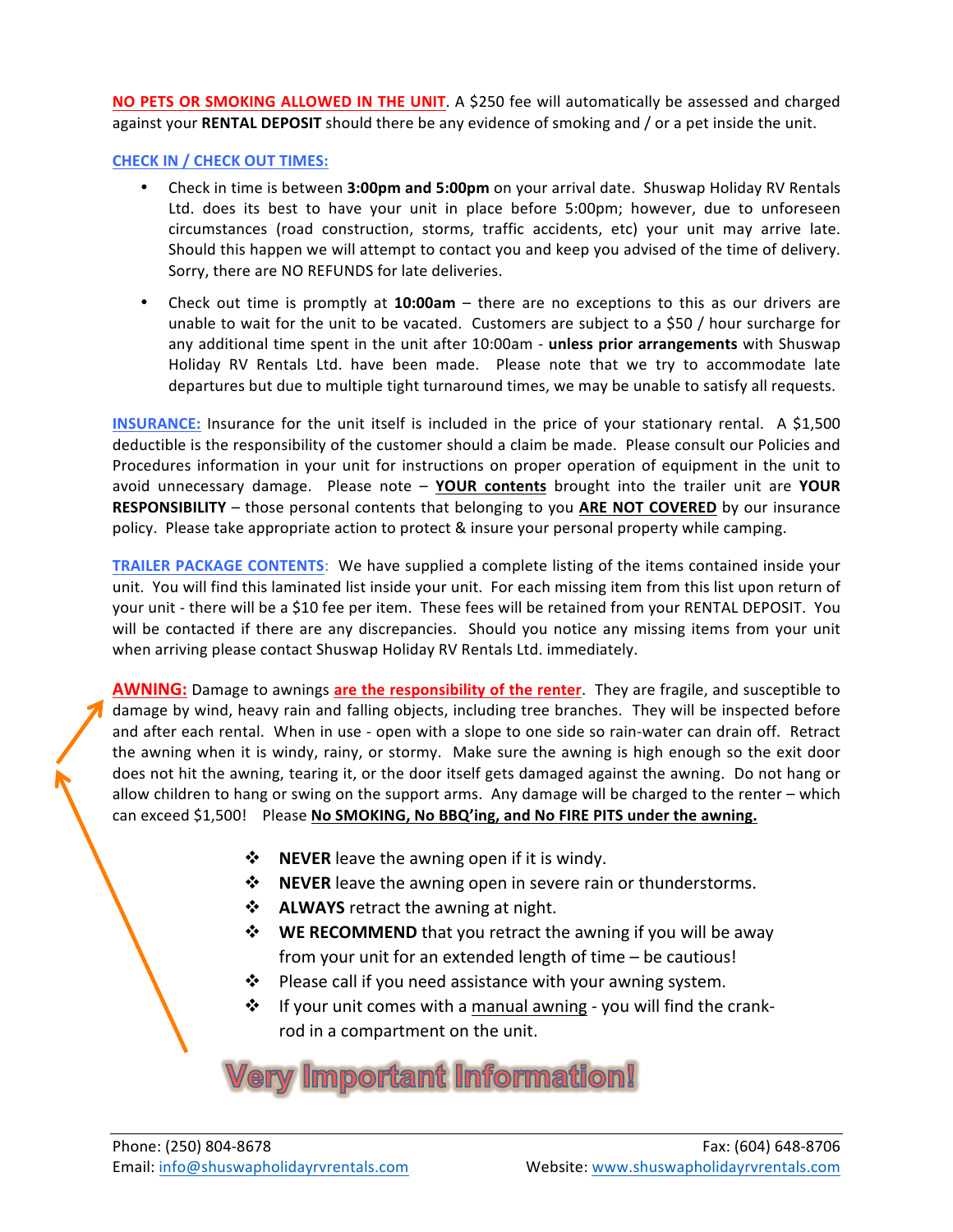**NO PETS OR SMOKING ALLOWED IN THE UNIT**. A $250 fee will automatically be assessed and charged against your **RENTAL DEPOSIT** should there be any evidence of smoking and / or a pet inside the unit.

**CHECK IN / CHECK OUT TIMES:**

- Check in time is between **3:00pm and 5:00pm** on your arrival date. Shuswap Holiday RV Rentals Ltd. does its best to have your unit in place before 5:00pm; however, due to unforeseen circumstances (road construction, storms, traffic accidents, etc) your unit may arrive late. Should this happen we will attempt to contact you and keep you advised of the time of delivery. Sorry, there are NO REFUNDS for late deliveries.
- Check out time is promptly at **10:00am** – there are no exceptions to this as our drivers are unable to wait for the unit to be vacated. Customers are subject to a $50 / hour surcharge for any additional time spent in the unit after 10:00am - **unless prior arrangements** with Shuswap Holiday RV Rentals Ltd. have been made. Please note that we try to accommodate late departures but due to multiple tight turnaround times, we may be unable to satisfy all requests.

**INSURANCE:** Insurance for the unit itself is included in the price of your stationary rental. A $1,500 deductible is the responsibility of the customer should a claim be made. Please consult our Policies and Procedures information in your unit for instructions on proper operation of equipment in the unit to avoid unnecessary damage. Please note – **YOUR contents** brought into the trailer unit are **YOUR RESPONSIBILITY** – those personal contents that belonging to you **ARE NOT COVERED** by our insurance policy. Please take appropriate action to protect & insure your personal property while camping.

**TRAILER PACKAGE CONTENTS**: We have supplied a complete listing of the items contained inside your unit. You will find this laminated list inside your unit. For each missing item from this list upon return of your unit - there will be a $10 fee per item. These fees will be retained from your RENTAL DEPOSIT. You will be contacted if there are any discrepancies. Should you notice any missing items from your unit when arriving please contact Shuswap Holiday RV Rentals Ltd. immediately.

**AWNING:** Damage to awnings **are the responsibility of the renter**. They are fragile, and susceptible to damage by wind, heavy rain and falling objects, including tree branches. They will be inspected before and after each rental. When in use - open with a slope to one side so rain-water can drain off. Retract the awning when it is windy, rainy, or stormy. Make sure the awning is high enough so the exit door does not hit the awning, tearing it, or the door itself gets damaged against the awning. Do not hang or allow children to hang or swing on the support arms. Any damage will be charged to the renter – which can exceed $1,500! Please **No SMOKING, No BBQ'ing, and No FIRE PITS under the awning.**

- **NEVER** leave the awning open if it is windy.
- **NEVER** leave the awning open in severe rain or thunderstorms.
- **ALWAYS** retract the awning at night.
- **WE RECOMMEND** that you retract the awning if you will be away from your unit for an extended length of time – be cautious!
- Please call if you need assistance with your awning system.
- If your unit comes with a manual awning - you will find the crank-rod in a compartment on the unit.

**Very Important Information!**

Phone: (250) 804-8678
Fax: (604) 648-8706
Email: info@shuswapholidayrvrentals.com
Website: www.shuswapholidayrvrentals.com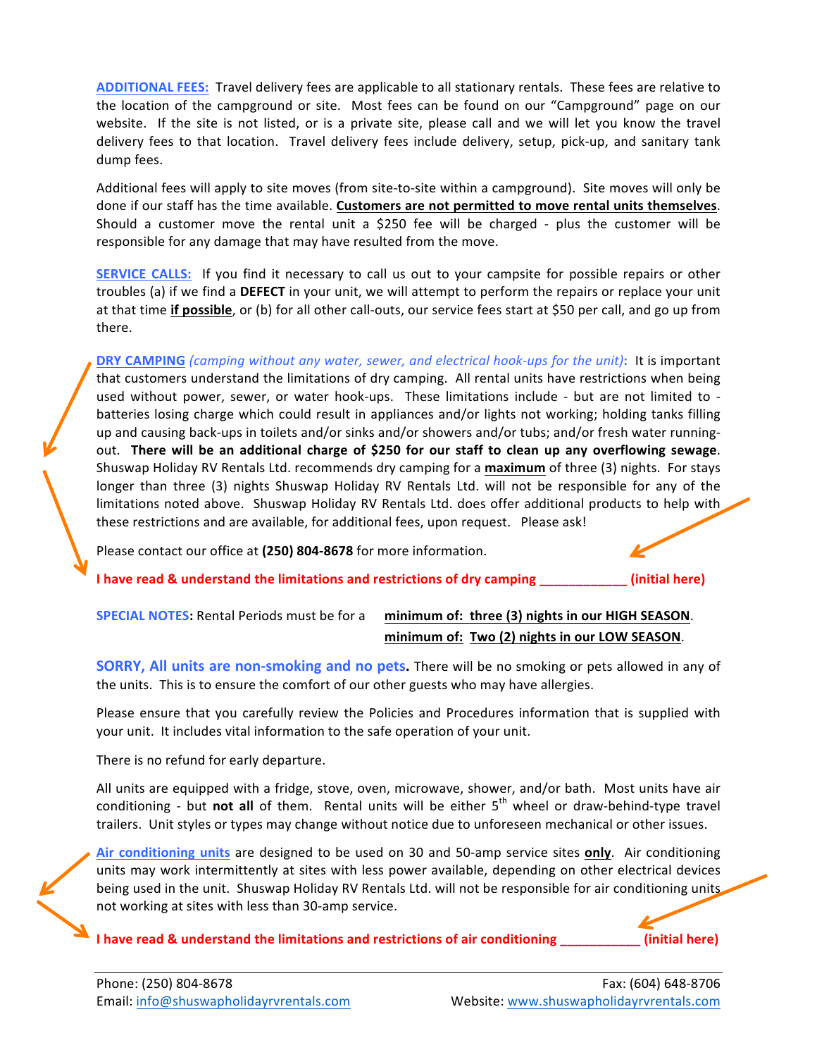**ADDITIONAL FEES:** Travel delivery fees are applicable to all stationary rentals. These fees are relative to the location of the campground or site. Most fees can be found on our "Campground" page on our website. If the site is not listed, or is a private site, please call and we will let you know the travel delivery fees to that location. Travel delivery fees include delivery, setup, pick-up, and sanitary tank dump fees.

Additional fees will apply to site moves (from site-to-site within a campground). Site moves will only be done if our staff has the time available. **Customers are not permitted to move rental units themselves**. Should a customer move the rental unit a $250 fee will be charged - plus the customer will be responsible for any damage that may have resulted from the move.

**SERVICE CALLS:** If you find it necessary to call us out to your campsite for possible repairs or other troubles (a) if we find a **DEFECT** in your unit, we will attempt to perform the repairs or replace your unit at that time **if possible**, or (b) for all other call-outs, our service fees start at $50 per call, and go up from there.

**DRY CAMPING** *(camping without any water, sewer, and electrical hook-ups for the unit)*: It is important that customers understand the limitations of dry camping. All rental units have restrictions when being used without power, sewer, or water hook-ups. These limitations include - but are not limited to - batteries losing charge which could result in appliances and/or lights not working; holding tanks filling up and causing back-ups in toilets and/or sinks and/or showers and/or tubs; and/or fresh water running-out. **There will be an additional charge of $250 for our staff to clean up any overflowing sewage**. Shuswap Holiday RV Rentals Ltd. recommends dry camping for a **maximum** of three (3) nights. For stays longer than three (3) nights Shuswap Holiday RV Rentals Ltd. will not be responsible for any of the limitations noted above. Shuswap Holiday RV Rentals Ltd. does offer additional products to help with these restrictions and are available, for additional fees, upon request. Please ask!

Please contact our office at **(250) 804-8678** for more information.

**I have read & understand the limitations and restrictions of dry camping ____________ (initial here)**

**SPECIAL NOTES:** Rental Periods must be for a **minimum of: three (3) nights in our HIGH SEASON**.
**minimum of: Two (2) nights in our LOW SEASON**.

**SORRY, All units are non-smoking and no pets.** There will be no smoking or pets allowed in any of the units. This is to ensure the comfort of our other guests who may have allergies.

Please ensure that you carefully review the Policies and Procedures information that is supplied with your unit. It includes vital information to the safe operation of your unit.

There is no refund for early departure.

All units are equipped with a fridge, stove, oven, microwave, shower, and/or bath. Most units have air conditioning - but **not all** of them. Rental units will be either 5th wheel or draw-behind-type travel trailers. Unit styles or types may change without notice due to unforeseen mechanical or other issues.

**Air conditioning units** are designed to be used on 30 and 50-amp service sites **only**. Air conditioning units may work intermittently at sites with less power available, depending on other electrical devices being used in the unit. Shuswap Holiday RV Rentals Ltd. will not be responsible for air conditioning units not working at sites with less than 30-amp service.

**I have read & understand the limitations and restrictions of air conditioning ___________ (initial here)**

Phone: (250) 804-8678 Fax: (604) 648-8706
Email: info@shuswapholidayrvrentals.com Website: www.shuswapholidayrvrentals.com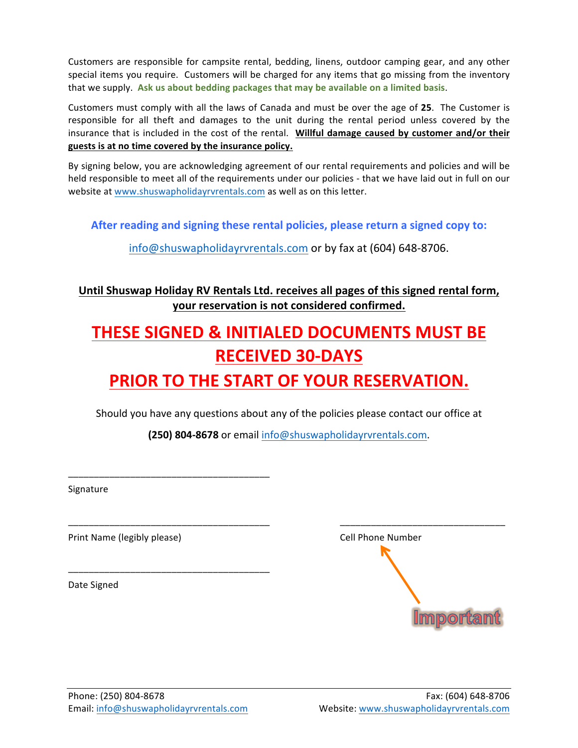Customers are responsible for campsite rental, bedding, linens, outdoor camping gear, and any other special items you require. Customers will be charged for any items that go missing from the inventory that we supply. **Ask us about bedding packages that may be available on a limited basis**.

Customers must comply with all the laws of Canada and must be over the age of **25**. The Customer is responsible for all theft and damages to the unit during the rental period unless covered by the insurance that is included in the cost of the rental. **Willful damage caused by customer and/or their guests is at no time covered by the insurance policy.**

By signing below, you are acknowledging agreement of our rental requirements and policies and will be held responsible to meet all of the requirements under our policies - that we have laid out in full on our website at www.shuswapholidayrvrentals.com as well as on this letter.

**After reading and signing these rental policies, please return a signed copy to:**

info@shuswapholidayrvrentals.com or by fax at (604) 648-8706.

**Until Shuswap Holiday RV Rentals Ltd. receives all pages of this signed rental form, your reservation is not considered confirmed.**

# THESE SIGNED & INITIALED DOCUMENTS MUST BE RECEIVED 30-DAYS PRIOR TO THE START OF YOUR RESERVATION.

Should you have any questions about any of the policies please contact our office at

**(250) 804-8678** or email info@shuswapholidayrvrentals.com.

\_\_\_\_\_\_\_\_\_\_\_\_\_\_\_\_\_\_\_\_\_\_\_\_\_\_\_\_\_\_\_\_\_\_\_\_\_\_\_
Signature

\_\_\_\_\_\_\_\_\_\_\_\_\_\_\_\_\_\_\_\_\_\_\_\_\_\_\_\_\_\_\_\_\_\_\_\_\_\_\_
Print Name (legibly please)

\_\_\_\_\_\_\_\_\_\_\_\_\_\_\_\_\_\_\_\_\_\_\_\_\_\_\_\_\_\_\_\_\_
Cell Phone Number

\_\_\_\_\_\_\_\_\_\_\_\_\_\_\_\_\_\_\_\_\_\_\_\_\_\_\_\_\_\_\_\_\_\_\_\_\_\_\_
Date Signed

Important

Phone: (250) 804-8678
Email: info@shuswapholidayrvrentals.com
Fax: (604) 648-8706
Website: www.shuswapholidayrvrentals.com